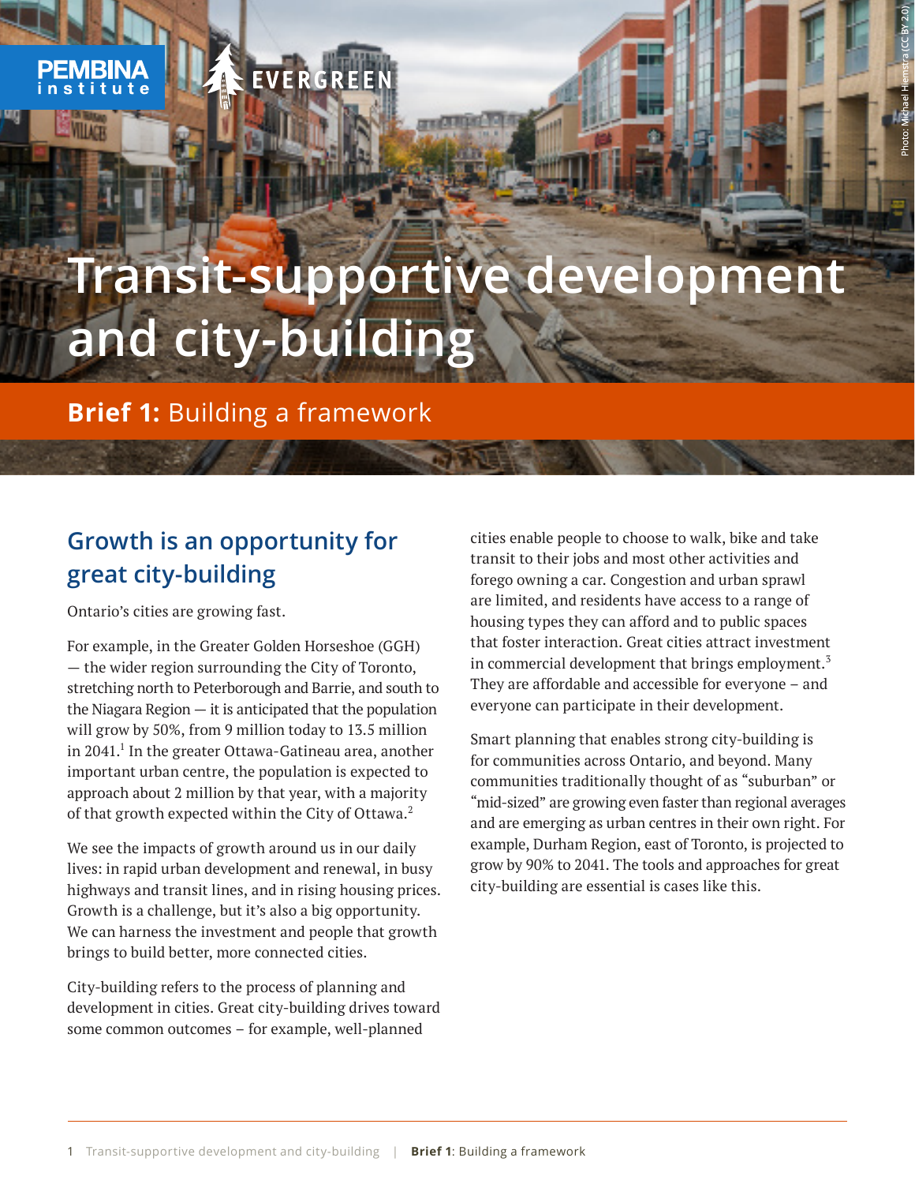PEMBINA institute

EVERGREEN

Photo: Michael Hiemstra (CC BY 2.0)

# Transit-supportive development and city-building

## **Brief 1:** Building a framework

## Growth is an opportunity for great city-building

Ontario's cities are growing fast.

For example, in the Greater Golden Horseshoe (GGH) — the wider region surrounding the City of Toronto, stretching north to Peterborough and Barrie, and south to the Niagara Region — it is anticipated that the population will grow by 50%, from 9 million today to 13.5 million in 2041.[1] In the greater Ottawa-Gatineau area, another important urban centre, the population is expected to approach about 2 million by that year, with a majority of that growth expected within the City of Ottawa.[2]

We see the impacts of growth around us in our daily lives: in rapid urban development and renewal, in busy highways and transit lines, and in rising housing prices. Growth is a challenge, but it's also a big opportunity. We can harness the investment and people that growth brings to build better, more connected cities.

City-building refers to the process of planning and development in cities. Great city-building drives toward some common outcomes – for example, well-planned cities enable people to choose to walk, bike and take transit to their jobs and most other activities and forego owning a car. Congestion and urban sprawl are limited, and residents have access to a range of housing types they can afford and to public spaces that foster interaction. Great cities attract investment in commercial development that brings employment.[3] They are affordable and accessible for everyone – and everyone can participate in their development.

Smart planning that enables strong city-building is for communities across Ontario, and beyond. Many communities traditionally thought of as "suburban" or "mid-sized" are growing even faster than regional averages and are emerging as urban centres in their own right. For example, Durham Region, east of Toronto, is projected to grow by 90% to 2041. The tools and approaches for great city-building are essential is cases like this.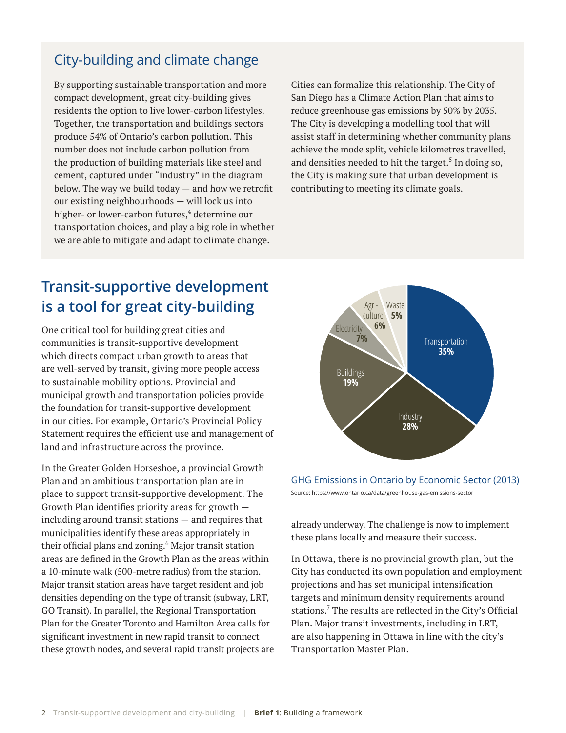## City-building and climate change

By supporting sustainable transportation and more compact development, great city-building gives residents the option to live lower-carbon lifestyles. Together, the transportation and buildings sectors produce 54% of Ontario's carbon pollution. This number does not include carbon pollution from the production of building materials like steel and cement, captured under "industry" in the diagram below. The way we build today — and how we retrofit our existing neighbourhoods — will lock us into higher- or lower-carbon futures,[4] determine our transportation choices, and play a big role in whether we are able to mitigate and adapt to climate change.

Cities can formalize this relationship. The City of San Diego has a Climate Action Plan that aims to reduce greenhouse gas emissions by 50% by 2035. The City is developing a modelling tool that will assist staff in determining whether community plans achieve the mode split, vehicle kilometres travelled, and densities needed to hit the target.[5] In doing so, the City is making sure that urban development is contributing to meeting its climate goals.

# Transit-supportive development is a tool for great city-building

One critical tool for building great cities and communities is transit-supportive development which directs compact urban growth to areas that are well-served by transit, giving more people access to sustainable mobility options. Provincial and municipal growth and transportation policies provide the foundation for transit-supportive development in our cities. For example, Ontario's Provincial Policy Statement requires the efficient use and management of land and infrastructure across the province.

In the Greater Golden Horseshoe, a provincial Growth Plan and an ambitious transportation plan are in place to support transit-supportive development. The Growth Plan identifies priority areas for growth — including around transit stations — and requires that municipalities identify these areas appropriately in their official plans and zoning.[6] Major transit station areas are defined in the Growth Plan as the areas within a 10-minute walk (500-metre radius) from the station. Major transit station areas have target resident and job densities depending on the type of transit (subway, LRT, GO Transit). In parallel, the Regional Transportation Plan for the Greater Toronto and Hamilton Area calls for significant investment in new rapid transit to connect these growth nodes, and several rapid transit projects are already underway. The challenge is now to implement these plans locally and measure their success.

| Sector | Share |
| --- | --- |
| Transportation | 35% |
| Industry | 28% |
| Buildings | 19% |
| Electricity | 7% |
| Agriculture | 6% |
| Waste | 5% |

GHG Emissions in Ontario by Economic Sector (2013)

Source: https://www.ontario.ca/data/greenhouse-gas-emissions-sector

In Ottawa, there is no provincial growth plan, but the City has conducted its own population and employment projections and has set municipal intensification targets and minimum density requirements around stations.[7] The results are reflected in the City's Official Plan. Major transit investments, including in LRT, are also happening in Ottawa in line with the city's Transportation Master Plan.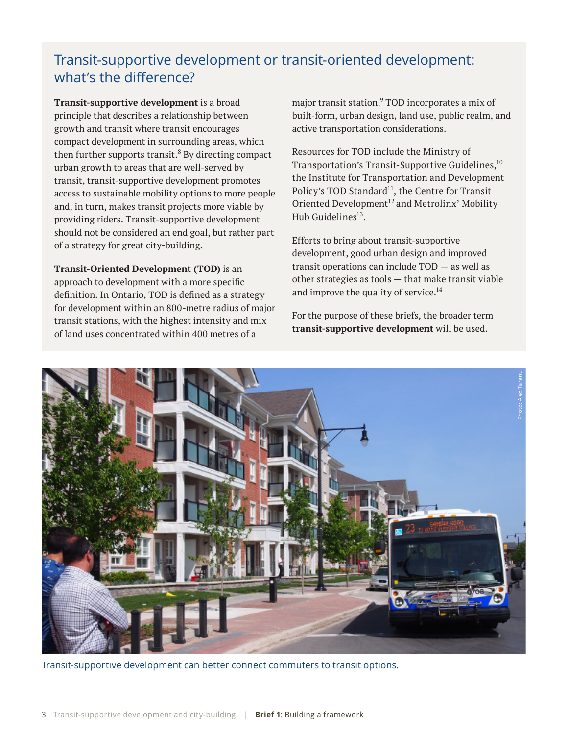## Transit-supportive development or transit-oriented development: what's the difference?

**Transit-supportive development** is a broad principle that describes a relationship between growth and transit where transit encourages compact development in surrounding areas, which then further supports transit.[8] By directing compact urban growth to areas that are well-served by transit, transit-supportive development promotes access to sustainable mobility options to more people and, in turn, makes transit projects more viable by providing riders. Transit-supportive development should not be considered an end goal, but rather part of a strategy for great city-building.

**Transit-Oriented Development (TOD)** is an approach to development with a more specific definition. In Ontario, TOD is defined as a strategy for development within an 800-metre radius of major transit stations, with the highest intensity and mix of land uses concentrated within 400 metres of a major transit station.[9] TOD incorporates a mix of built-form, urban design, land use, public realm, and active transportation considerations.

Resources for TOD include the Ministry of Transportation's Transit-Supportive Guidelines,[10] the Institute for Transportation and Development Policy's TOD Standard[11], the Centre for Transit Oriented Development[12] and Metrolinx' Mobility Hub Guidelines[13].

Efforts to bring about transit-supportive development, good urban design and improved transit operations can include TOD — as well as other strategies as tools — that make transit viable and improve the quality of service.[14]

For the purpose of these briefs, the broader term **transit-supportive development** will be used.

Photo: Alex Taranu

Transit-supportive development can better connect commuters to transit options.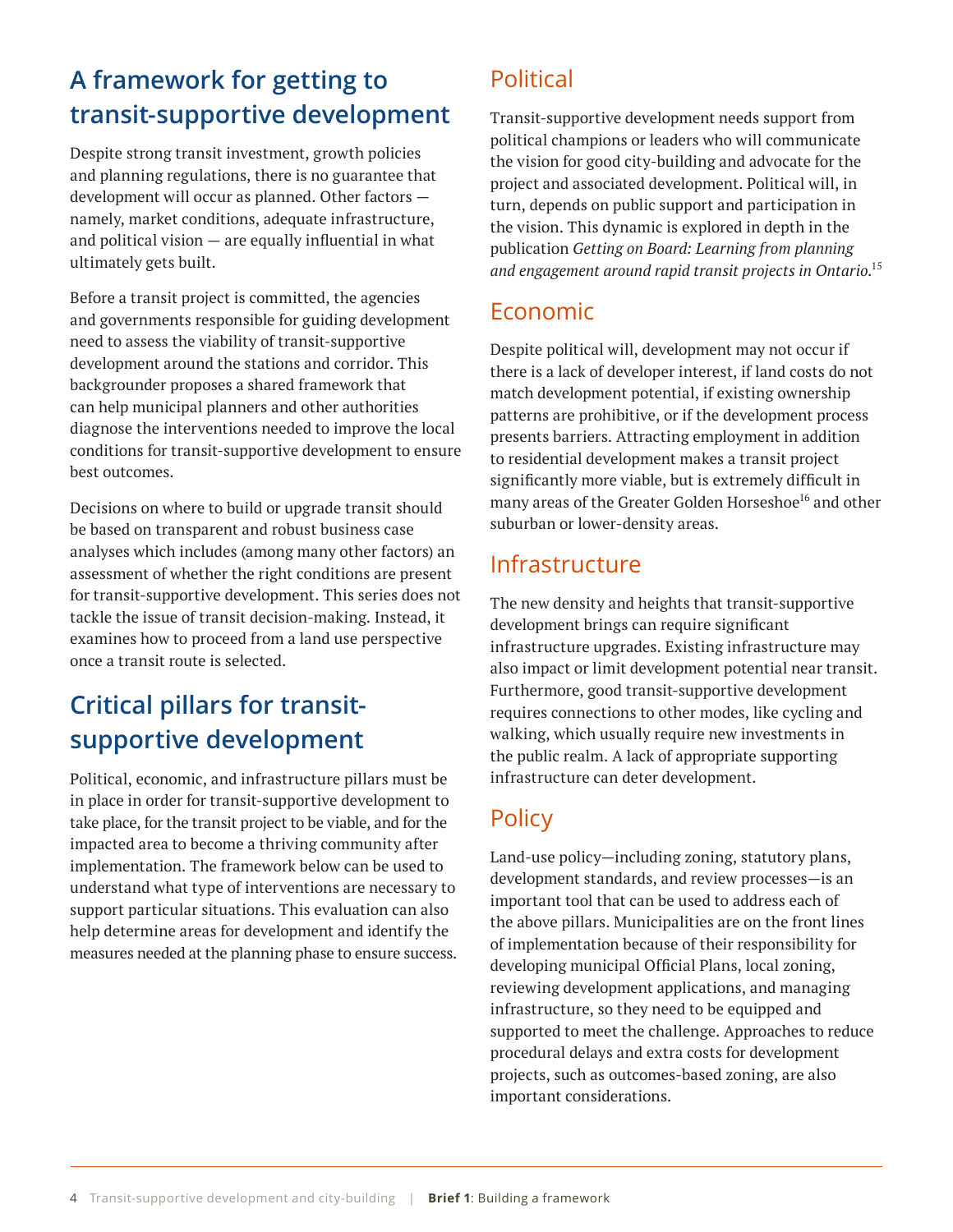## A framework for getting to transit-supportive development

Despite strong transit investment, growth policies and planning regulations, there is no guarantee that development will occur as planned. Other factors — namely, market conditions, adequate infrastructure, and political vision — are equally influential in what ultimately gets built.

Before a transit project is committed, the agencies and governments responsible for guiding development need to assess the viability of transit-supportive development around the stations and corridor. This backgrounder proposes a shared framework that can help municipal planners and other authorities diagnose the interventions needed to improve the local conditions for transit-supportive development to ensure best outcomes.

Decisions on where to build or upgrade transit should be based on transparent and robust business case analyses which includes (among many other factors) an assessment of whether the right conditions are present for transit-supportive development. This series does not tackle the issue of transit decision-making. Instead, it examines how to proceed from a land use perspective once a transit route is selected.

## Critical pillars for transit-supportive development

Political, economic, and infrastructure pillars must be in place in order for transit-supportive development to take place, for the transit project to be viable, and for the impacted area to become a thriving community after implementation. The framework below can be used to understand what type of interventions are necessary to support particular situations. This evaluation can also help determine areas for development and identify the measures needed at the planning phase to ensure success.

### Political

Transit-supportive development needs support from political champions or leaders who will communicate the vision for good city-building and advocate for the project and associated development. Political will, in turn, depends on public support and participation in the vision. This dynamic is explored in depth in the publication *Getting on Board: Learning from planning and engagement around rapid transit projects in Ontario*.[15]

### Economic

Despite political will, development may not occur if there is a lack of developer interest, if land costs do not match development potential, if existing ownership patterns are prohibitive, or if the development process presents barriers. Attracting employment in addition to residential development makes a transit project significantly more viable, but is extremely difficult in many areas of the Greater Golden Horseshoe[16] and other suburban or lower-density areas.

### Infrastructure

The new density and heights that transit-supportive development brings can require significant infrastructure upgrades. Existing infrastructure may also impact or limit development potential near transit. Furthermore, good transit-supportive development requires connections to other modes, like cycling and walking, which usually require new investments in the public realm. A lack of appropriate supporting infrastructure can deter development.

### Policy

Land-use policy—including zoning, statutory plans, development standards, and review processes—is an important tool that can be used to address each of the above pillars. Municipalities are on the front lines of implementation because of their responsibility for developing municipal Official Plans, local zoning, reviewing development applications, and managing infrastructure, so they need to be equipped and supported to meet the challenge. Approaches to reduce procedural delays and extra costs for development projects, such as outcomes-based zoning, are also important considerations.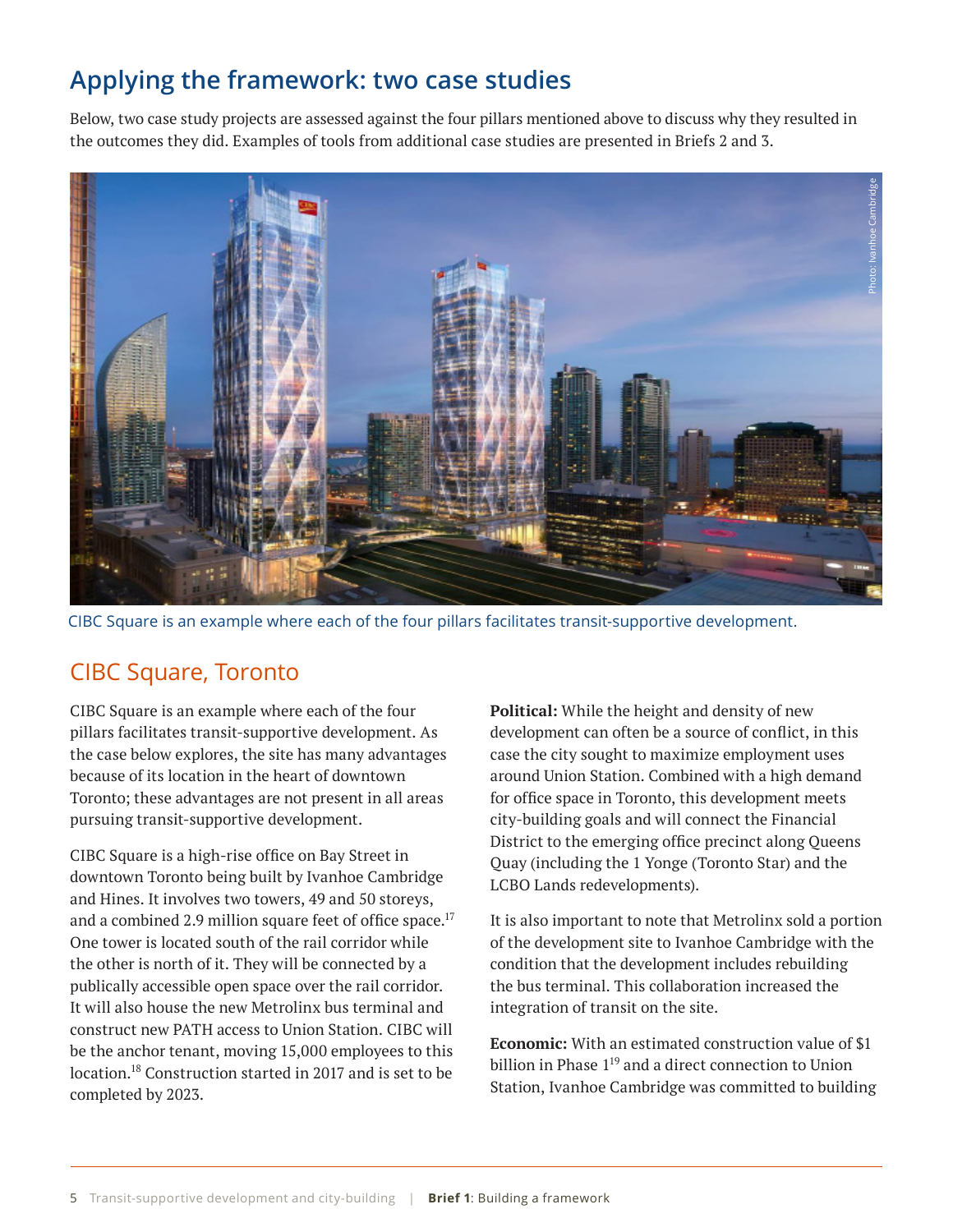## Applying the framework: two case studies

Below, two case study projects are assessed against the four pillars mentioned above to discuss why they resulted in the outcomes they did. Examples of tools from additional case studies are presented in Briefs 2 and 3.

Photo: Ivanhoe Cambridge

CIBC Square is an example where each of the four pillars facilitates transit-supportive development.

### CIBC Square, Toronto

CIBC Square is an example where each of the four pillars facilitates transit-supportive development. As the case below explores, the site has many advantages because of its location in the heart of downtown Toronto; these advantages are not present in all areas pursuing transit-supportive development.

CIBC Square is a high-rise office on Bay Street in downtown Toronto being built by Ivanhoe Cambridge and Hines. It involves two towers, 49 and 50 storeys, and a combined 2.9 million square feet of office space.[17] One tower is located south of the rail corridor while the other is north of it. They will be connected by a publically accessible open space over the rail corridor. It will also house the new Metrolinx bus terminal and construct new PATH access to Union Station. CIBC will be the anchor tenant, moving 15,000 employees to this location.[18] Construction started in 2017 and is set to be completed by 2023.

**Political:** While the height and density of new development can often be a source of conflict, in this case the city sought to maximize employment uses around Union Station. Combined with a high demand for office space in Toronto, this development meets city-building goals and will connect the Financial District to the emerging office precinct along Queens Quay (including the 1 Yonge (Toronto Star) and the LCBO Lands redevelopments).

It is also important to note that Metrolinx sold a portion of the development site to Ivanhoe Cambridge with the condition that the development includes rebuilding the bus terminal. This collaboration increased the integration of transit on the site.

**Economic:** With an estimated construction value of $1 billion in Phase 1[19] and a direct connection to Union Station, Ivanhoe Cambridge was committed to building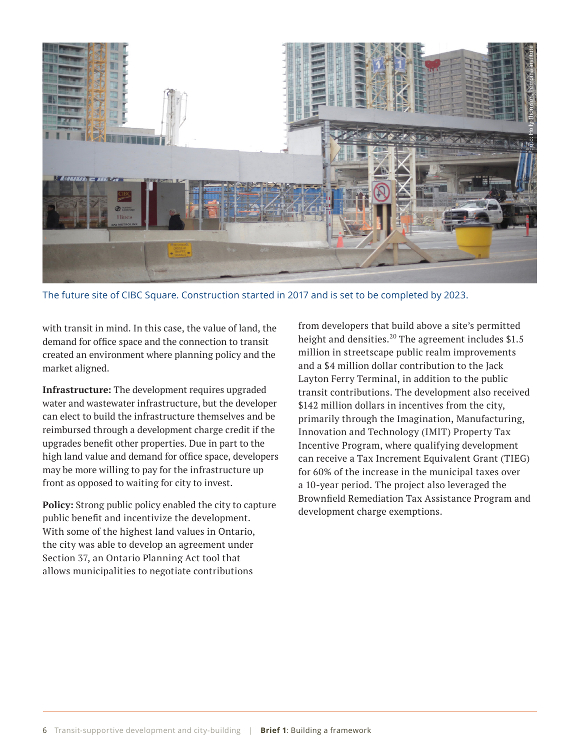The future site of CIBC Square. Construction started in 2017 and is set to be completed by 2023.

with transit in mind. In this case, the value of land, the demand for office space and the connection to transit created an environment where planning policy and the market aligned.

**Infrastructure:** The development requires upgraded water and wastewater infrastructure, but the developer can elect to build the infrastructure themselves and be reimbursed through a development charge credit if the upgrades benefit other properties. Due in part to the high land value and demand for office space, developers may be more willing to pay for the infrastructure up front as opposed to waiting for city to invest.

**Policy:** Strong public policy enabled the city to capture public benefit and incentivize the development. With some of the highest land values in Ontario, the city was able to develop an agreement under Section 37, an Ontario Planning Act tool that allows municipalities to negotiate contributions from developers that build above a site's permitted height and densities.[20] The agreement includes $1.5 million in streetscape public realm improvements and a $4 million dollar contribution to the Jack Layton Ferry Terminal, in addition to the public transit contributions. The development also received $142 million dollars in incentives from the city, primarily through the Imagination, Manufacturing, Innovation and Technology (IMIT) Property Tax Incentive Program, where qualifying development can receive a Tax Increment Equivalent Grant (TIEG) for 60% of the increase in the municipal taxes over a 10-year period. The project also leveraged the Brownfield Remediation Tax Assistance Program and development charge exemptions.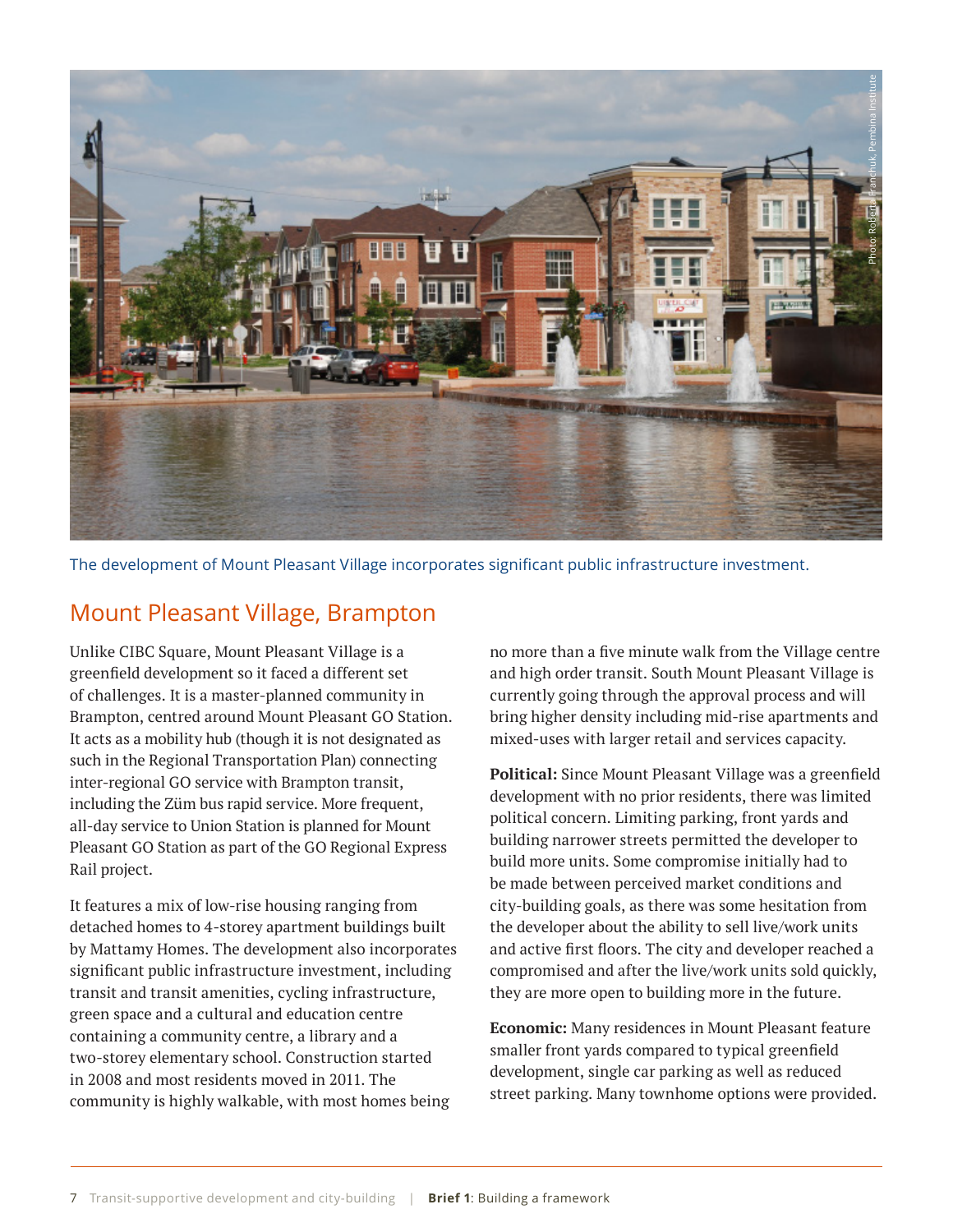The development of Mount Pleasant Village incorporates significant public infrastructure investment.

## Mount Pleasant Village, Brampton

Unlike CIBC Square, Mount Pleasant Village is a greenfield development so it faced a different set of challenges. It is a master-planned community in Brampton, centred around Mount Pleasant GO Station. It acts as a mobility hub (though it is not designated as such in the Regional Transportation Plan) connecting inter-regional GO service with Brampton transit, including the Züm bus rapid service. More frequent, all-day service to Union Station is planned for Mount Pleasant GO Station as part of the GO Regional Express Rail project.

It features a mix of low-rise housing ranging from detached homes to 4-storey apartment buildings built by Mattamy Homes. The development also incorporates significant public infrastructure investment, including transit and transit amenities, cycling infrastructure, green space and a cultural and education centre containing a community centre, a library and a two-storey elementary school. Construction started in 2008 and most residents moved in 2011. The community is highly walkable, with most homes being no more than a five minute walk from the Village centre and high order transit. South Mount Pleasant Village is currently going through the approval process and will bring higher density including mid-rise apartments and mixed-uses with larger retail and services capacity.

**Political:** Since Mount Pleasant Village was a greenfield development with no prior residents, there was limited political concern. Limiting parking, front yards and building narrower streets permitted the developer to build more units. Some compromise initially had to be made between perceived market conditions and city-building goals, as there was some hesitation from the developer about the ability to sell live/work units and active first floors. The city and developer reached a compromised and after the live/work units sold quickly, they are more open to building more in the future.

**Economic:** Many residences in Mount Pleasant feature smaller front yards compared to typical greenfield development, single car parking as well as reduced street parking. Many townhome options were provided.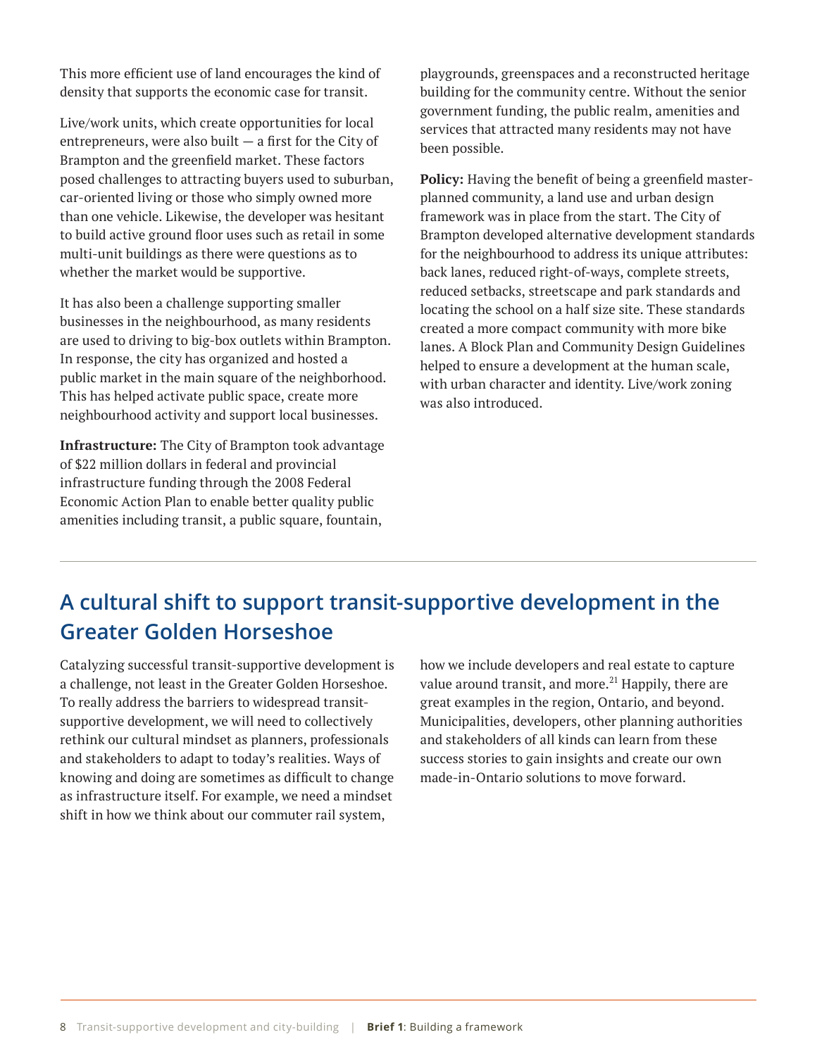This more efficient use of land encourages the kind of density that supports the economic case for transit.

Live/work units, which create opportunities for local entrepreneurs, were also built — a first for the City of Brampton and the greenfield market. These factors posed challenges to attracting buyers used to suburban, car-oriented living or those who simply owned more than one vehicle. Likewise, the developer was hesitant to build active ground floor uses such as retail in some multi-unit buildings as there were questions as to whether the market would be supportive.

It has also been a challenge supporting smaller businesses in the neighbourhood, as many residents are used to driving to big-box outlets within Brampton. In response, the city has organized and hosted a public market in the main square of the neighborhood. This has helped activate public space, create more neighbourhood activity and support local businesses.

**Infrastructure:** The City of Brampton took advantage of $22 million dollars in federal and provincial infrastructure funding through the 2008 Federal Economic Action Plan to enable better quality public amenities including transit, a public square, fountain, playgrounds, greenspaces and a reconstructed heritage building for the community centre. Without the senior government funding, the public realm, amenities and services that attracted many residents may not have been possible.

**Policy:** Having the benefit of being a greenfield master-planned community, a land use and urban design framework was in place from the start. The City of Brampton developed alternative development standards for the neighbourhood to address its unique attributes: back lanes, reduced right-of-ways, complete streets, reduced setbacks, streetscape and park standards and locating the school on a half size site. These standards created a more compact community with more bike lanes. A Block Plan and Community Design Guidelines helped to ensure a development at the human scale, with urban character and identity. Live/work zoning was also introduced.

## A cultural shift to support transit-supportive development in the Greater Golden Horseshoe

Catalyzing successful transit-supportive development is a challenge, not least in the Greater Golden Horseshoe. To really address the barriers to widespread transit-supportive development, we will need to collectively rethink our cultural mindset as planners, professionals and stakeholders to adapt to today's realities. Ways of knowing and doing are sometimes as difficult to change as infrastructure itself. For example, we need a mindset shift in how we think about our commuter rail system, how we include developers and real estate to capture value around transit, and more.[21] Happily, there are great examples in the region, Ontario, and beyond. Municipalities, developers, other planning authorities and stakeholders of all kinds can learn from these success stories to gain insights and create our own made-in-Ontario solutions to move forward.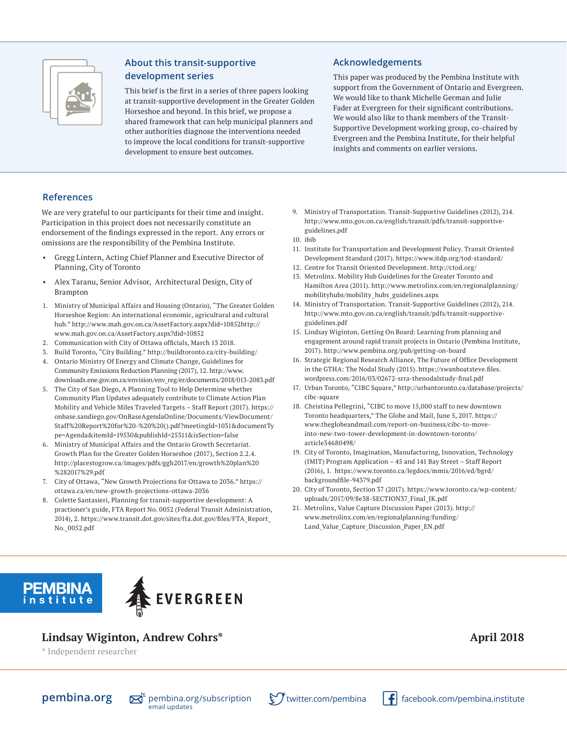## About this transit-supportive development series

This brief is the first in a series of three papers looking at transit-supportive development in the Greater Golden Horseshoe and beyond. In this brief, we propose a shared framework that can help municipal planners and other authorities diagnose the interventions needed to improve the local conditions for transit-supportive development to ensure best outcomes.

## Acknowledgements

This paper was produced by the Pembina Institute with support from the Government of Ontario and Evergreen. We would like to thank Michelle German and Julie Fader at Evergreen for their significant contributions. We would also like to thank members of the Transit-Supportive Development working group, co-chaired by Evergreen and the Pembina Institute, for their helpful insights and comments on earlier versions.

## References

We are very grateful to our participants for their time and insight. Participation in this project does not necessarily constitute an endorsement of the findings expressed in the report. Any errors or omissions are the responsibility of the Pembina Institute.

- Gregg Lintern, Acting Chief Planner and Executive Director of Planning, City of Toronto
- Alex Taranu, Senior Advisor, Architectural Design, City of Brampton

1. Ministry of Municipal Affairs and Housing (Ontario), "The Greater Golden Horseshoe Region: An international economic, agricultural and cultural hub." http://www.mah.gov.on.ca/AssetFactory.aspx?did=10852http://www.mah.gov.on.ca/AssetFactory.aspx?did=10852
2. Communication with City of Ottawa officials, March 13 2018.
3. Build Toronto, "City Building." http://buildtoronto.ca/city-building/
4. Ontario Ministry Of Energy and Climate Change, Guidelines for Community Emissions Reduction Planning (2017), 12. http://www.downloads.ene.gov.on.ca/envision/env_reg/er/documents/2018/013-2083.pdf
5. The City of San Diego, A Planning Tool to Help Determine whether Community Plan Updates adequately contribute to Climate Action Plan Mobility and Vehicle Miles Traveled Targets – Staff Report (2017). https://onbase.sandiego.gov/OnBaseAgendaOnline/Documents/ViewDocument/Staff%20Report%20for%20-%20%20().pdf?meetingId=1031&documentType=Agenda&itemId=19530&publishId=25311&isSection=false
6. Ministry of Municipal Affairs and the Ontario Growth Secretariat. Growth Plan for the Greater Golden Horseshoe (2017), Section 2.2.4. http://placestogrow.ca/images/pdfs/ggh2017/en/growth%20plan%20%282017%29.pdf
7. City of Ottawa, "New Growth Projections for Ottawa to 2036." https://ottawa.ca/en/new-growth-projections-ottawa-2036
8. Colette Santasieri, Planning for transit-supportive development: A practioner's guide, FTA Report No. 0052 (Federal Transit Administration, 2014), 2. https://www.transit.dot.gov/sites/fta.dot.gov/files/FTA_Report_No._0052.pdf
9. Ministry of Transportation. Transit-Supportive Guidelines (2012), 214. http://www.mto.gov.on.ca/english/transit/pdfs/transit-supportive-guidelines.pdf
10. ibib
11. Institute for Transportation and Development Policy. Transit Oriented Development Standard (2017). https://www.itdp.org/tod-standard/
12. Centre for Transit Oriented Development. http://ctod.org/
13. Metrolinx. Mobility Hub Guidelines for the Greater Toronto and Hamilton Area (2011). http://www.metrolinx.com/en/regionalplanning/mobilityhubs/mobility_hubs_guidelines.aspx
14. Ministry of Transportation. Transit-Supportive Guidelines (2012), 214. http://www.mto.gov.on.ca/english/transit/pdfs/transit-supportive-guidelines.pdf
15. Lindsay Wiginton, Getting On Board: Learning from planning and engagement around rapid transit projects in Ontario (Pembina Institute, 2017). http://www.pembina.org/pub/getting-on-board
16. Strategic Regional Research Alliance, The Future of Office Development in the GTHA: The Nodal Study (2015). https://swanboatsteve.files.wordpress.com/2016/03/02672-srra-thenodalstudy-final.pdf
17. Urban Toronto, "CIBC Square," http://urbantoronto.ca/database/projects/cibc-square
18. Christina Pellegrini, "CIBC to move 15,000 staff to new downtown Toronto headquarters," The Globe and Mail, June 5, 2017. https://www.theglobeandmail.com/report-on-business/cibc-to-move-into-new-two-tower-development-in-downtown-toronto/article34680498/
19. City of Toronto, Imagination, Manufacturing, Innovation, Technology (IMIT) Program Application – 45 and 141 Bay Street – Staff Report (2016), 1. https://www.toronto.ca/legdocs/mmis/2016/ed/bgrd/backgroundfile-94379.pdf
20. City of Toronto, Section 37 (2017). https://www.toronto.ca/wp-content/uploads/2017/09/8e38-SECTION37_Final_JK.pdf
21. Metrolinx, Value Capture Discussion Paper (2013). http://www.metrolinx.com/en/regionalplanning/funding/Land_Value_Capture_Discussion_Paper_EN.pdf

PEMBINA institute

EVERGREEN

**Lindsay Wiginton, Andrew Cohrs***

\* Independent researcher

**April 2018**

pembina.org | pembina.org/subscription email updates | twitter.com/pembina | facebook.com/pembina.institute